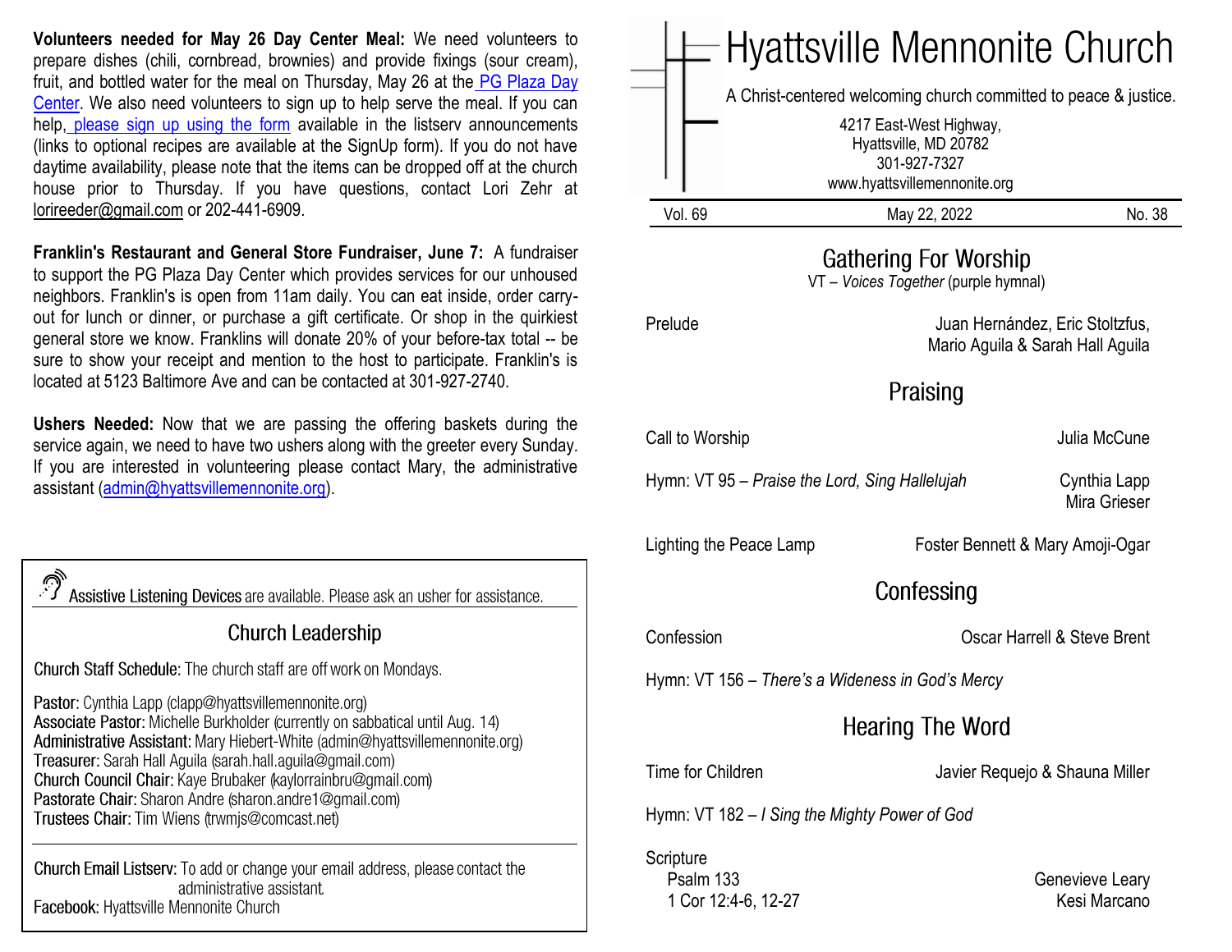**Volunteers needed for May 26 Day Center Meal:** We need volunteers to prepare dishes (chili, cornbread, brownies) and provide fixings (sour cream), fruit, and bottled water for the meal on Thursday, May 26 at the PG Plaza Day Center. We also need volunteers to sign up to help serve the meal. If you can help, please sign up using the form available in the listserv announcements (links to optional recipes are available at the SignUp form). If you do not have daytime availability, please note that the items can be dropped off at the church house prior to Thursday. If you have questions, contact Lori Zehr at lorireeder@gmail.com or 202-441-6909.

**Franklin's Restaurant and General Store Fundraiser, June 7:** A fundraiser to support the PG Plaza Day Center which provides services for our unhoused neighbors. Franklin's is open from 11am daily. You can eat inside, order carry-out for lunch or dinner, or purchase a gift certificate. Or shop in the quirkiest general store we know. Franklins will donate 20% of your before-tax total -- be sure to show your receipt and mention to the host to participate. Franklin's is located at 5123 Baltimore Ave and can be contacted at 301-927-2740.

**Ushers Needed:** Now that we are passing the offering baskets during the service again, we need to have two ushers along with the greeter every Sunday. If you are interested in volunteering please contact Mary, the administrative assistant (admin@hyattsvillemennonite.org).

Assistive Listening Devices are available. Please ask an usher for assistance.

## Church Leadership

Church Staff Schedule: The church staff are off work on Mondays.

Pastor: Cynthia Lapp (clapp@hyattsvillemennonite.org)
Associate Pastor: Michelle Burkholder (currently on sabbatical until Aug. 14)
Administrative Assistant: Mary Hiebert-White (admin@hyattsvillemennonite.org)
Treasurer: Sarah Hall Aguila (sarah.hall.aguila@gmail.com)
Church Council Chair: Kaye Brubaker (kaylorrainbru@gmail.com)
Pastorate Chair: Sharon Andre (sharon.andre1@gmail.com)
Trustees Chair: Tim Wiens (trwmjs@comcast.net)

Church Email Listserv: To add or change your email address, please contact the administrative assistant.
Facebook: Hyattsville Mennonite Church

# Hyattsville Mennonite Church

A Christ-centered welcoming church committed to peace & justice.

4217 East-West Highway,
Hyattsville, MD 20782
301-927-7327
www.hyattsvillemennonite.org

Vol. 69 | May 22, 2022 | No. 38

## Gathering For Worship

VT – *Voices Together* (purple hymnal)

Prelude — Juan Hernández, Eric Stoltzfus, Mario Aguila & Sarah Hall Aguila

## Praising

Call to Worship — Julia McCune

Hymn: VT 95 – *Praise the Lord, Sing Hallelujah* — Cynthia Lapp, Mira Grieser

Lighting the Peace Lamp — Foster Bennett & Mary Amoji-Ogar

## Confessing

Confession — Oscar Harrell & Steve Brent

Hymn: VT 156 – *There's a Wideness in God's Mercy*

## Hearing The Word

Time for Children — Javier Requejo & Shauna Miller

Hymn: VT 182 – *I Sing the Mighty Power of God*

Scripture
- Psalm 133 — Genevieve Leary
- 1 Cor 12:4-6, 12-27 — Kesi Marcano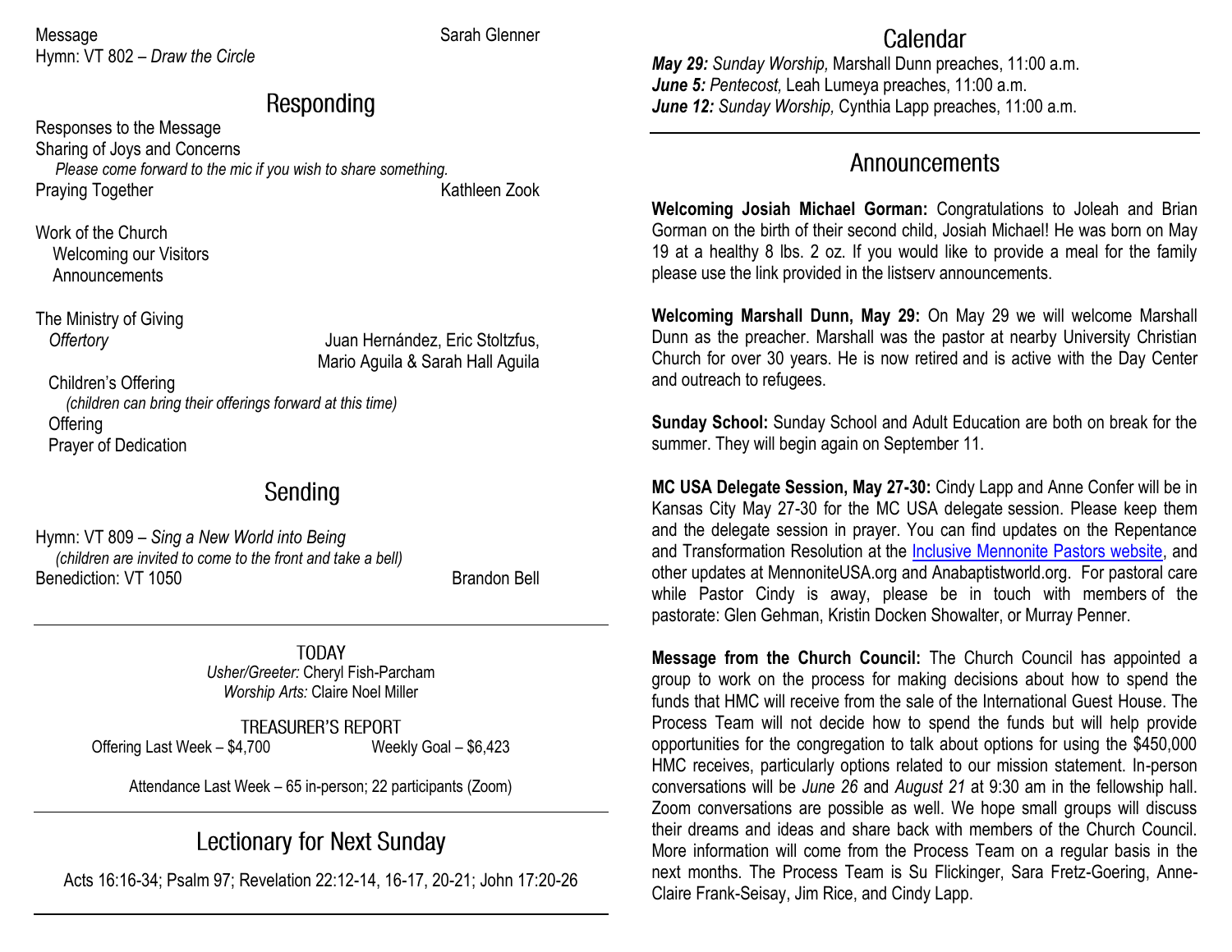Message Sarah Glenner
Hymn: VT 802 – *Draw the Circle*

## Responding

Responses to the Message
Sharing of Joys and Concerns
*Please come forward to the mic if you wish to share something.*
Praying Together Kathleen Zook

Work of the Church
Welcoming our Visitors
Announcements

The Ministry of Giving
*Offertory* Juan Hernández, Eric Stoltzfus, Mario Aguila & Sarah Hall Aguila
Children's Offering
*(children can bring their offerings forward at this time)*
Offering
Prayer of Dedication

## Sending

Hymn: VT 809 – *Sing a New World into Being*
*(children are invited to come to the front and take a bell)*
Benediction: VT 1050 Brandon Bell

---

TODAY
*Usher/Greeter:* Cheryl Fish-Parcham
*Worship Arts:* Claire Noel Miller

TREASURER'S REPORT
Offering Last Week – $4,700 Weekly Goal – $6,423

Attendance Last Week – 65 in-person; 22 participants (Zoom)

---

## Lectionary for Next Sunday

Acts 16:16-34; Psalm 97; Revelation 22:12-14, 16-17, 20-21; John 17:20-26

---

## Calendar

***May 29:*** *Sunday Worship,* Marshall Dunn preaches, 11:00 a.m.
***June 5:*** *Pentecost,* Leah Lumeya preaches, 11:00 a.m.
***June 12:*** *Sunday Worship,* Cynthia Lapp preaches, 11:00 a.m.

---

## Announcements

**Welcoming Josiah Michael Gorman:** Congratulations to Joleah and Brian Gorman on the birth of their second child, Josiah Michael! He was born on May 19 at a healthy 8 lbs. 2 oz. If you would like to provide a meal for the family please use the link provided in the listserv announcements.

**Welcoming Marshall Dunn, May 29:** On May 29 we will welcome Marshall Dunn as the preacher. Marshall was the pastor at nearby University Christian Church for over 30 years. He is now retired and is active with the Day Center and outreach to refugees.

**Sunday School:** Sunday School and Adult Education are both on break for the summer. They will begin again on September 11.

**MC USA Delegate Session, May 27-30:** Cindy Lapp and Anne Confer will be in Kansas City May 27-30 for the MC USA delegate session. Please keep them and the delegate session in prayer. You can find updates on the Repentance and Transformation Resolution at the Inclusive Mennonite Pastors website, and other updates at MennoniteUSA.org and Anabaptistworld.org. For pastoral care while Pastor Cindy is away, please be in touch with members of the pastorate: Glen Gehman, Kristin Docken Showalter, or Murray Penner.

**Message from the Church Council:** The Church Council has appointed a group to work on the process for making decisions about how to spend the funds that HMC will receive from the sale of the International Guest House. The Process Team will not decide how to spend the funds but will help provide opportunities for the congregation to talk about options for using the $450,000 HMC receives, particularly options related to our mission statement. In-person conversations will be *June 26* and *August 21* at 9:30 am in the fellowship hall. Zoom conversations are possible as well. We hope small groups will discuss their dreams and ideas and share back with members of the Church Council. More information will come from the Process Team on a regular basis in the next months. The Process Team is Su Flickinger, Sara Fretz-Goering, Anne-Claire Frank-Seisay, Jim Rice, and Cindy Lapp.